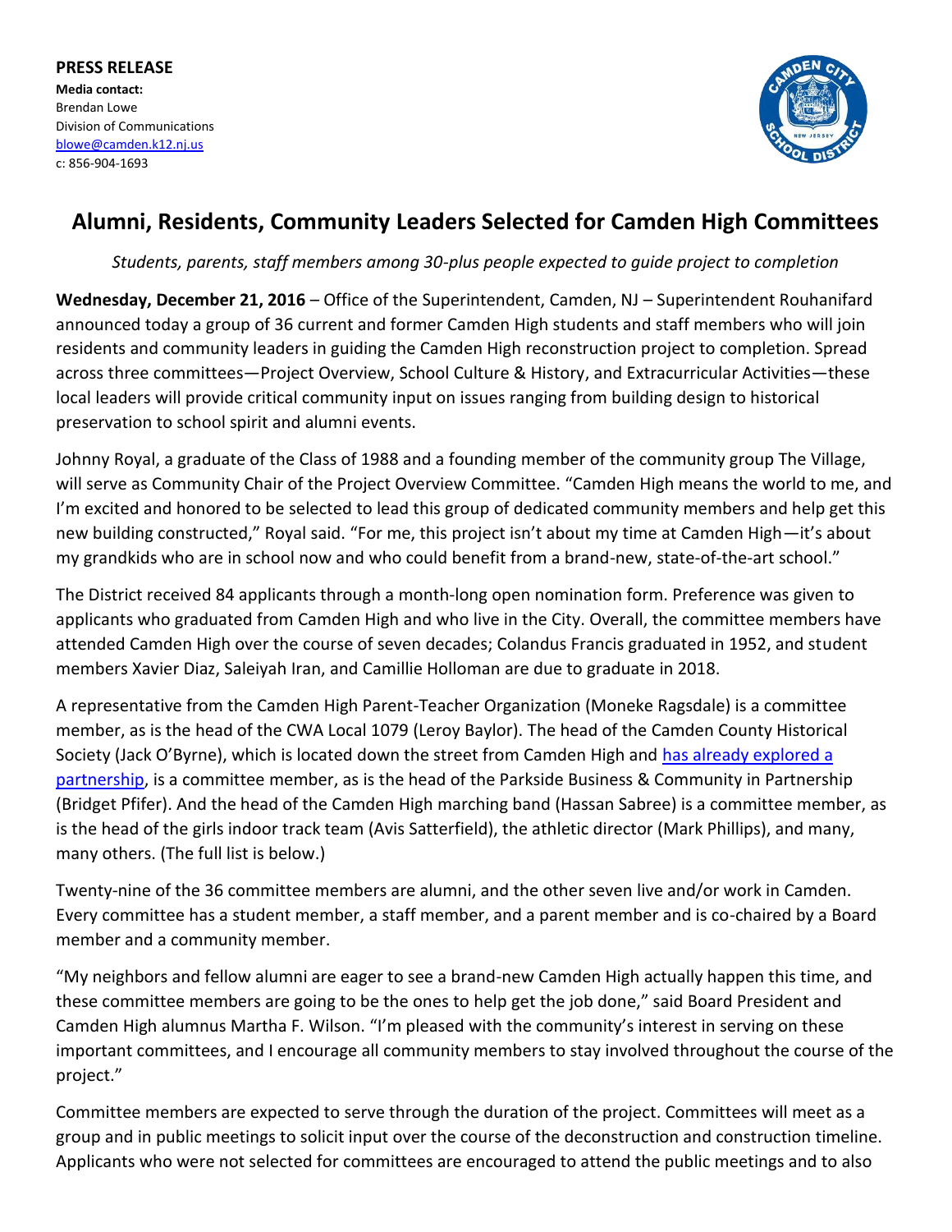**PRESS RELEASE**
**Media contact:**
Brendan Lowe
Division of Communications
[blowe@camden.k12.nj.us](mailto:blowe@camden.k12.nj.us)
c: 856-904-1693

# Alumni, Residents, Community Leaders Selected for Camden High Committees

*Students, parents, staff members among 30-plus people expected to guide project to completion*

**Wednesday, December 21, 2016** – Office of the Superintendent, Camden, NJ – Superintendent Rouhanifard announced today a group of 36 current and former Camden High students and staff members who will join residents and community leaders in guiding the Camden High reconstruction project to completion. Spread across three committees—Project Overview, School Culture & History, and Extracurricular Activities—these local leaders will provide critical community input on issues ranging from building design to historical preservation to school spirit and alumni events.

Johnny Royal, a graduate of the Class of 1988 and a founding member of the community group The Village, will serve as Community Chair of the Project Overview Committee. "Camden High means the world to me, and I'm excited and honored to be selected to lead this group of dedicated community members and help get this new building constructed," Royal said. "For me, this project isn't about my time at Camden High—it's about my grandkids who are in school now and who could benefit from a brand-new, state-of-the-art school."

The District received 84 applicants through a month-long open nomination form. Preference was given to applicants who graduated from Camden High and who live in the City. Overall, the committee members have attended Camden High over the course of seven decades; Colandus Francis graduated in 1952, and student members Xavier Diaz, Saleiyah Iran, and Camillie Holloman are due to graduate in 2018.

A representative from the Camden High Parent-Teacher Organization (Moneke Ragsdale) is a committee member, as is the head of the CWA Local 1079 (Leroy Baylor). The head of the Camden County Historical Society (Jack O'Byrne), which is located down the street from Camden High and has already explored a partnership, is a committee member, as is the head of the Parkside Business & Community in Partnership (Bridget Pfifer). And the head of the Camden High marching band (Hassan Sabree) is a committee member, as is the head of the girls indoor track team (Avis Satterfield), the athletic director (Mark Phillips), and many, many others. (The full list is below.)

Twenty-nine of the 36 committee members are alumni, and the other seven live and/or work in Camden. Every committee has a student member, a staff member, and a parent member and is co-chaired by a Board member and a community member.

"My neighbors and fellow alumni are eager to see a brand-new Camden High actually happen this time, and these committee members are going to be the ones to help get the job done," said Board President and Camden High alumnus Martha F. Wilson. "I'm pleased with the community's interest in serving on these important committees, and I encourage all community members to stay involved throughout the course of the project."

Committee members are expected to serve through the duration of the project. Committees will meet as a group and in public meetings to solicit input over the course of the deconstruction and construction timeline. Applicants who were not selected for committees are encouraged to attend the public meetings and to also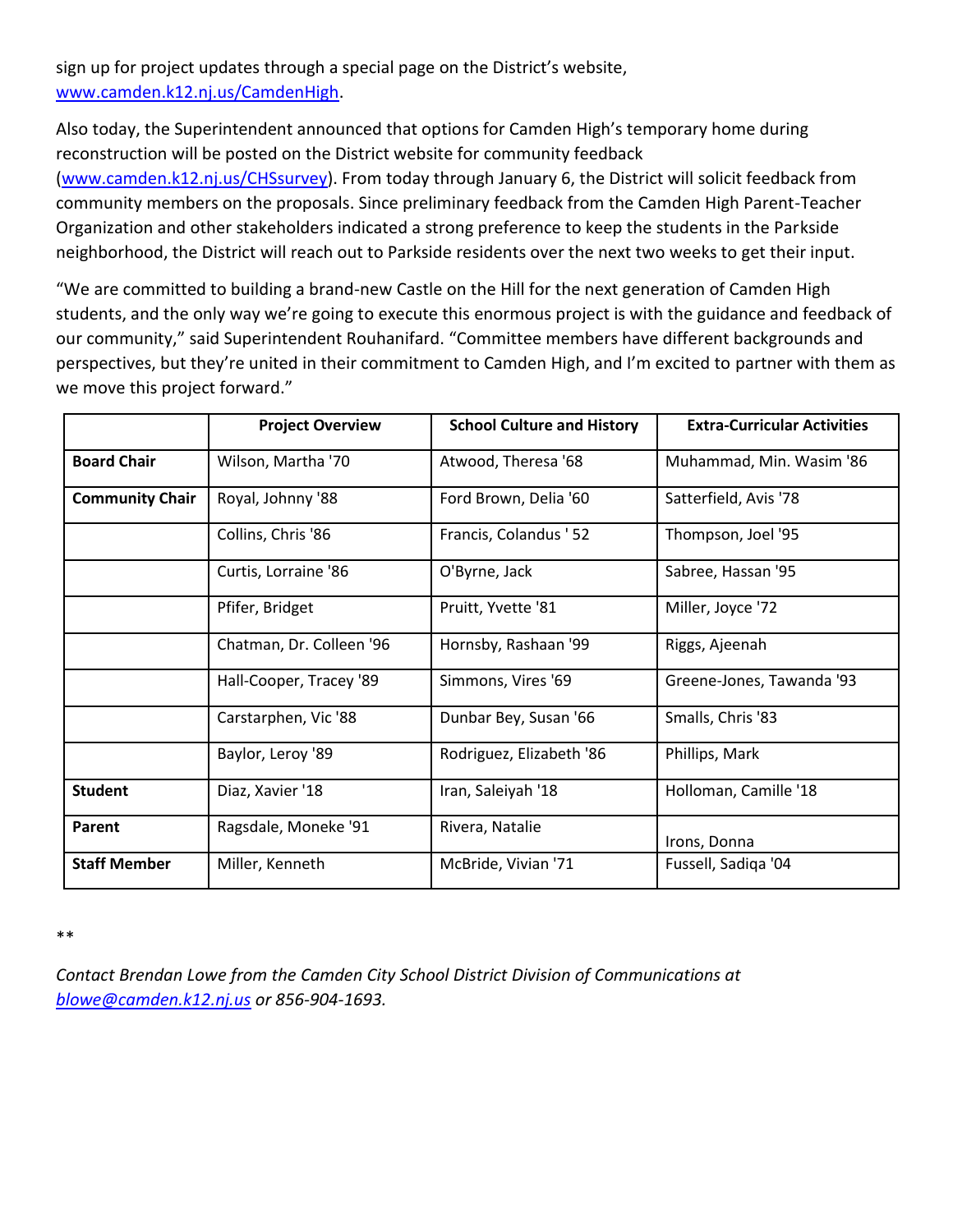sign up for project updates through a special page on the District's website, [www.camden.k12.nj.us/CamdenHigh](www.camden.k12.nj.us/CamdenHigh).

Also today, the Superintendent announced that options for Camden High's temporary home during reconstruction will be posted on the District website for community feedback ([www.camden.k12.nj.us/CHSsurvey](www.camden.k12.nj.us/CHSsurvey)). From today through January 6, the District will solicit feedback from community members on the proposals. Since preliminary feedback from the Camden High Parent-Teacher Organization and other stakeholders indicated a strong preference to keep the students in the Parkside neighborhood, the District will reach out to Parkside residents over the next two weeks to get their input.

"We are committed to building a brand-new Castle on the Hill for the next generation of Camden High students, and the only way we're going to execute this enormous project is with the guidance and feedback of our community," said Superintendent Rouhanifard. "Committee members have different backgrounds and perspectives, but they're united in their commitment to Camden High, and I'm excited to partner with them as we move this project forward."

| | Project Overview | School Culture and History | Extra-Curricular Activities |
|---|---|---|---|
| **Board Chair** | Wilson, Martha '70 | Atwood, Theresa '68 | Muhammad, Min. Wasim '86 |
| **Community Chair** | Royal, Johnny '88 | Ford Brown, Delia '60 | Satterfield, Avis '78 |
| | Collins, Chris '86 | Francis, Colandus ' 52 | Thompson, Joel '95 |
| | Curtis, Lorraine '86 | O'Byrne, Jack | Sabree, Hassan '95 |
| | Pfifer, Bridget | Pruitt, Yvette '81 | Miller, Joyce '72 |
| | Chatman, Dr. Colleen '96 | Hornsby, Rashaan '99 | Riggs, Ajeenah |
| | Hall-Cooper, Tracey '89 | Simmons, Vires '69 | Greene-Jones, Tawanda '93 |
| | Carstarphen, Vic '88 | Dunbar Bey, Susan '66 | Smalls, Chris '83 |
| | Baylor, Leroy '89 | Rodriguez, Elizabeth '86 | Phillips, Mark |
| **Student** | Diaz, Xavier '18 | Iran, Saleiyah '18 | Holloman, Camille '18 |
| **Parent** | Ragsdale, Moneke '91 | Rivera, Natalie | Irons, Donna |
| **Staff Member** | Miller, Kenneth | McBride, Vivian '71 | Fussell, Sadiqa '04 |

**

*Contact Brendan Lowe from the Camden City School District Division of Communications at [blowe@camden.k12.nj.us](mailto:blowe@camden.k12.nj.us) or 856-904-1693.*